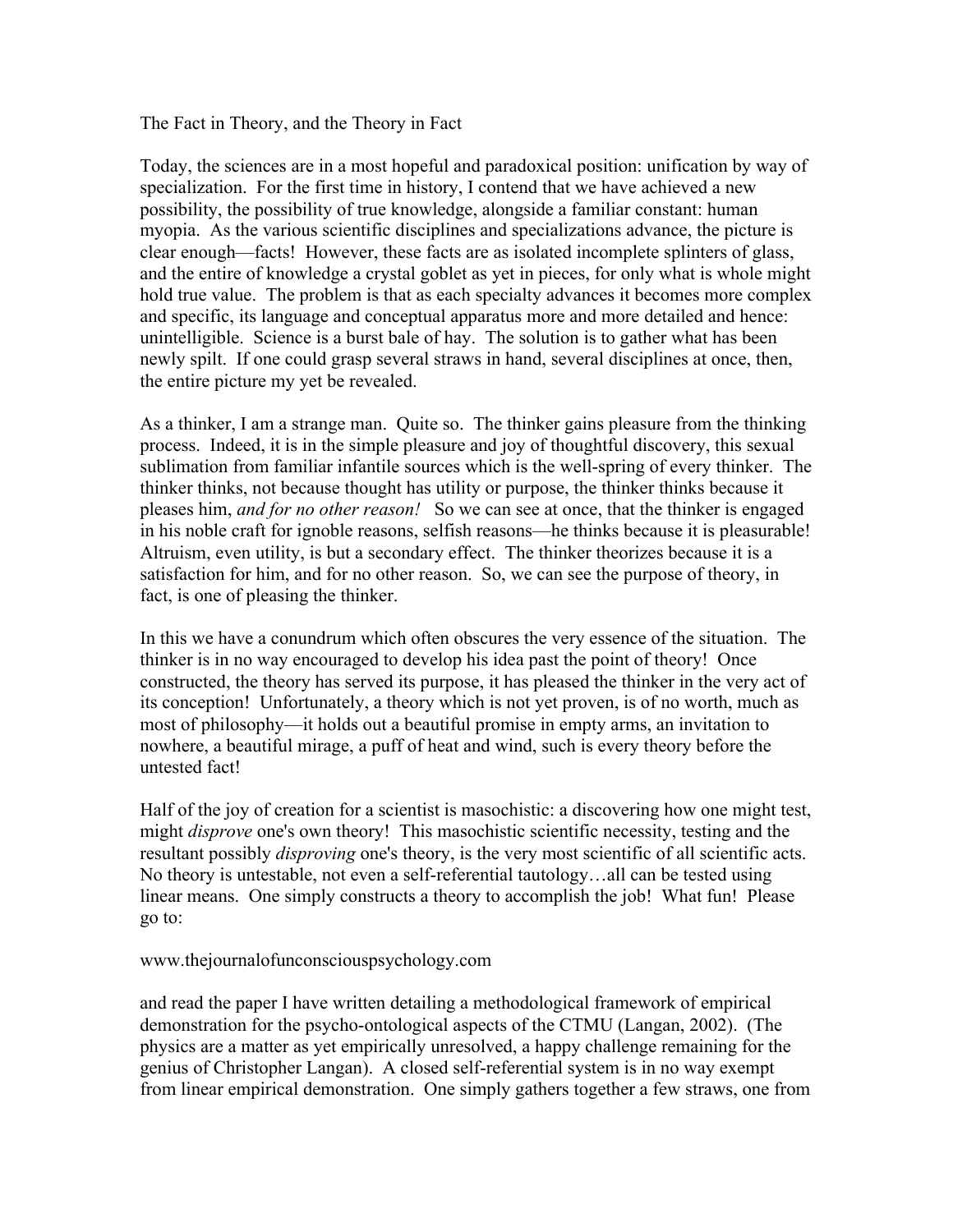# The Fact in Theory, and the Theory in Fact

Today, the sciences are in a most hopeful and paradoxical position: unification by way of specialization. For the first time in history, I contend that we have achieved a new possibility, the possibility of true knowledge, alongside a familiar constant: human myopia. As the various scientific disciplines and specializations advance, the picture is clear enough—facts! However, these facts are as isolated incomplete splinters of glass, and the entire of knowledge a crystal goblet as yet in pieces, for only what is whole might hold true value. The problem is that as each specialty advances it becomes more complex and specific, its language and conceptual apparatus more and more detailed and hence: unintelligible. Science is a burst bale of hay. The solution is to gather what has been newly spilt. If one could grasp several straws in hand, several disciplines at once, then, the entire picture my yet be revealed.

As a thinker, I am a strange man. Quite so. The thinker gains pleasure from the thinking process. Indeed, it is in the simple pleasure and joy of thoughtful discovery, this sexual sublimation from familiar infantile sources which is the well-spring of every thinker. The thinker thinks, not because thought has utility or purpose, the thinker thinks because it pleases him, *and for no other reason!* So we can see at once, that the thinker is engaged in his noble craft for ignoble reasons, selfish reasons—he thinks because it is pleasurable! Altruism, even utility, is but a secondary effect. The thinker theorizes because it is a satisfaction for him, and for no other reason. So, we can see the purpose of theory, in fact, is one of pleasing the thinker.

In this we have a conundrum which often obscures the very essence of the situation. The thinker is in no way encouraged to develop his idea past the point of theory! Once constructed, the theory has served its purpose, it has pleased the thinker in the very act of its conception! Unfortunately, a theory which is not yet proven, is of no worth, much as most of philosophy—it holds out a beautiful promise in empty arms, an invitation to nowhere, a beautiful mirage, a puff of heat and wind, such is every theory before the untested fact!

Half of the joy of creation for a scientist is masochistic: a discovering how one might test, might *disprove* one's own theory! This masochistic scientific necessity, testing and the resultant possibly *disproving* one's theory, is the very most scientific of all scientific acts. No theory is untestable, not even a self-referential tautology…all can be tested using linear means. One simply constructs a theory to accomplish the job! What fun! Please go to:

www.thejournalofunconsciouspsychology.com

and read the paper I have written detailing a methodological framework of empirical demonstration for the psycho-ontological aspects of the CTMU (Langan, 2002). (The physics are a matter as yet empirically unresolved, a happy challenge remaining for the genius of Christopher Langan). A closed self-referential system is in no way exempt from linear empirical demonstration. One simply gathers together a few straws, one from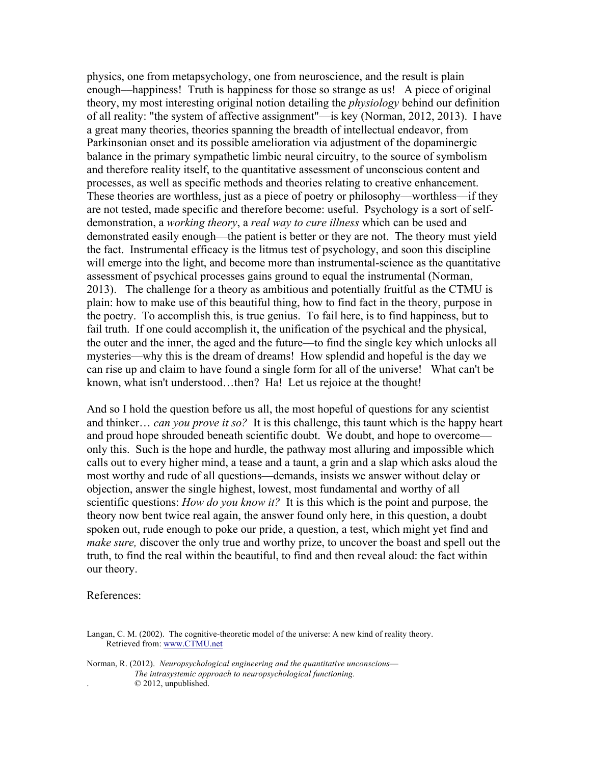physics, one from metapsychology, one from neuroscience, and the result is plain enough—happiness! Truth is happiness for those so strange as us! A piece of original theory, my most interesting original notion detailing the *physiology* behind our definition of all reality: "the system of affective assignment"—is key (Norman, 2012, 2013). I have a great many theories, theories spanning the breadth of intellectual endeavor, from Parkinsonian onset and its possible amelioration via adjustment of the dopaminergic balance in the primary sympathetic limbic neural circuitry, to the source of symbolism and therefore reality itself, to the quantitative assessment of unconscious content and processes, as well as specific methods and theories relating to creative enhancement. These theories are worthless, just as a piece of poetry or philosophy—worthless—if they are not tested, made specific and therefore become: useful. Psychology is a sort of self-demonstration, a *working theory*, a *real way to cure illness* which can be used and demonstrated easily enough—the patient is better or they are not. The theory must yield the fact. Instrumental efficacy is the litmus test of psychology, and soon this discipline will emerge into the light, and become more than instrumental-science as the quantitative assessment of psychical processes gains ground to equal the instrumental (Norman, 2013). The challenge for a theory as ambitious and potentially fruitful as the CTMU is plain: how to make use of this beautiful thing, how to find fact in the theory, purpose in the poetry. To accomplish this, is true genius. To fail here, is to find happiness, but to fail truth. If one could accomplish it, the unification of the psychical and the physical, the outer and the inner, the aged and the future—to find the single key which unlocks all mysteries—why this is the dream of dreams! How splendid and hopeful is the day we can rise up and claim to have found a single form for all of the universe! What can't be known, what isn't understood…then? Ha! Let us rejoice at the thought!

And so I hold the question before us all, the most hopeful of questions for any scientist and thinker… *can you prove it so?* It is this challenge, this taunt which is the happy heart and proud hope shrouded beneath scientific doubt. We doubt, and hope to overcome—only this. Such is the hope and hurdle, the pathway most alluring and impossible which calls out to every higher mind, a tease and a taunt, a grin and a slap which asks aloud the most worthy and rude of all questions—demands, insists we answer without delay or objection, answer the single highest, lowest, most fundamental and worthy of all scientific questions: *How do you know it?* It is this which is the point and purpose, the theory now bent twice real again, the answer found only here, in this question, a doubt spoken out, rude enough to poke our pride, a question, a test, which might yet find and *make sure,* discover the only true and worthy prize, to uncover the boast and spell out the truth, to find the real within the beautiful, to find and then reveal aloud: the fact within our theory.

References:

Langan, C. M. (2002). The cognitive-theoretic model of the universe: A new kind of reality theory. Retrieved from: www.CTMU.net

Norman, R. (2012). *Neuropsychological engineering and the quantitative unconscious—The intrasystemic approach to neuropsychological functioning.* © 2012, unpublished.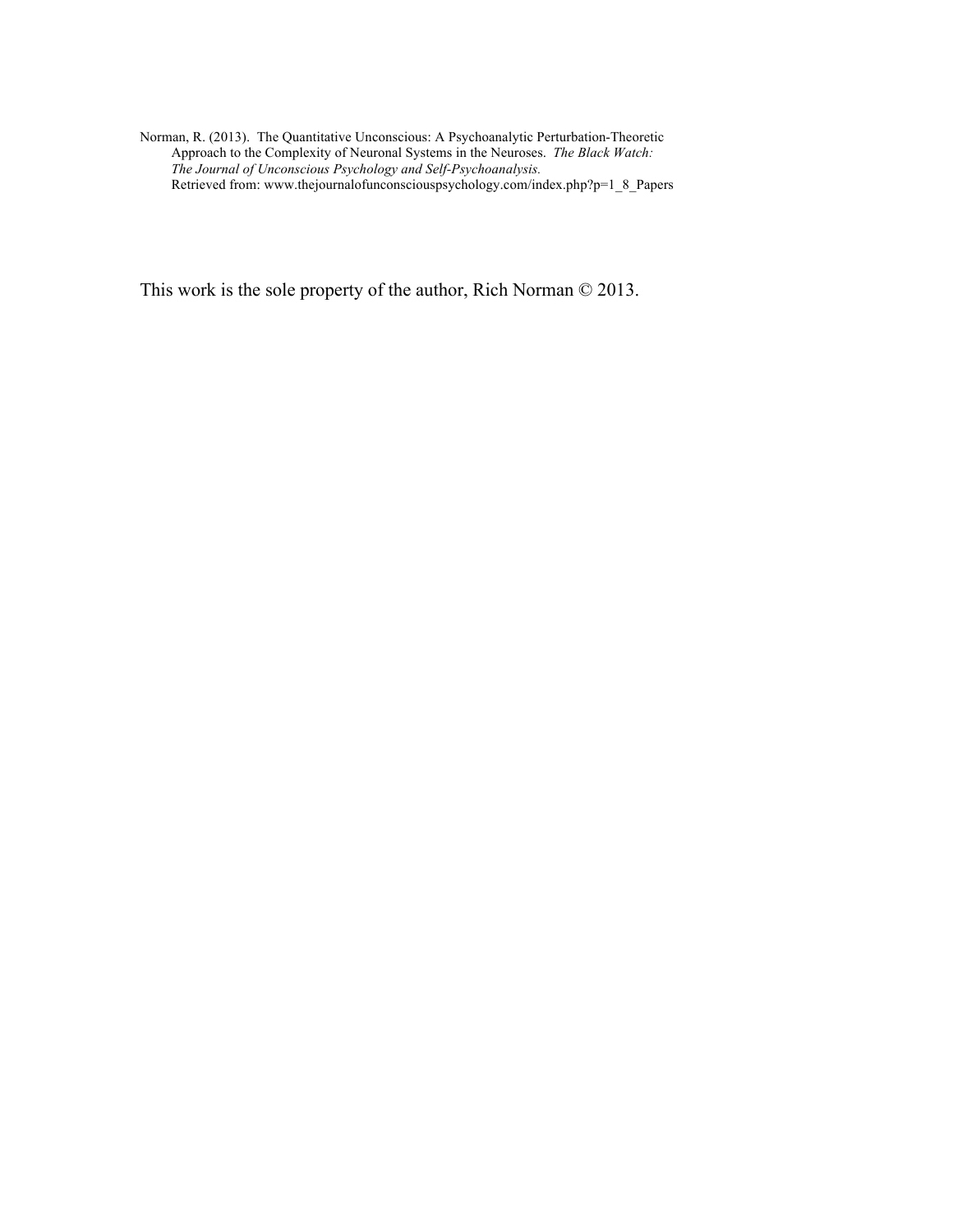Norman, R. (2013). The Quantitative Unconscious: A Psychoanalytic Perturbation-Theoretic Approach to the Complexity of Neuronal Systems in the Neuroses. *The Black Watch: The Journal of Unconscious Psychology and Self-Psychoanalysis.* Retrieved from: www.thejournalofunconsciouspsychology.com/index.php?p=1_8_Papers

This work is the sole property of the author, Rich Norman © 2013.